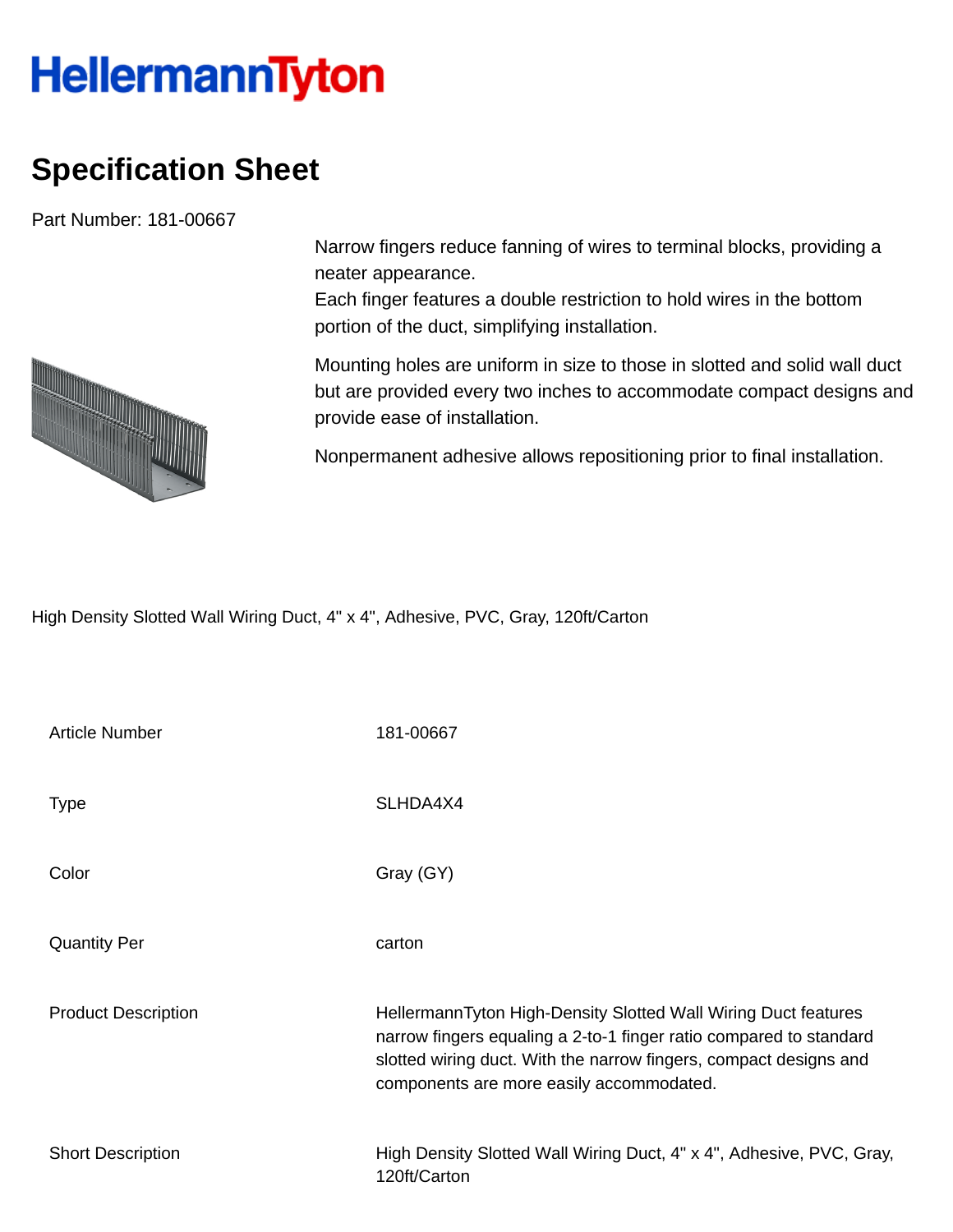HellermannTyton

# Specification Sheet

Part Number: 181-00667

Narrow fingers reduce fanning of wires to terminal blocks, providing a neater appearance.
Each finger features a double restriction to hold wires in the bottom portion of the duct, simplifying installation.

Mounting holes are uniform in size to those in slotted and solid wall duct but are provided every two inches to accommodate compact designs and provide ease of installation.

Nonpermanent adhesive allows repositioning prior to final installation.

High Density Slotted Wall Wiring Duct, 4" x 4", Adhesive, PVC, Gray, 120ft/Carton

| | |
|---|---|
| Article Number | 181-00667 |
| Type | SLHDA4X4 |
| Color | Gray (GY) |
| Quantity Per | carton |
| Product Description | HellermannTyton High-Density Slotted Wall Wiring Duct features narrow fingers equaling a 2-to-1 finger ratio compared to standard slotted wiring duct. With the narrow fingers, compact designs and components are more easily accommodated. |
| Short Description | High Density Slotted Wall Wiring Duct, 4" x 4", Adhesive, PVC, Gray, 120ft/Carton |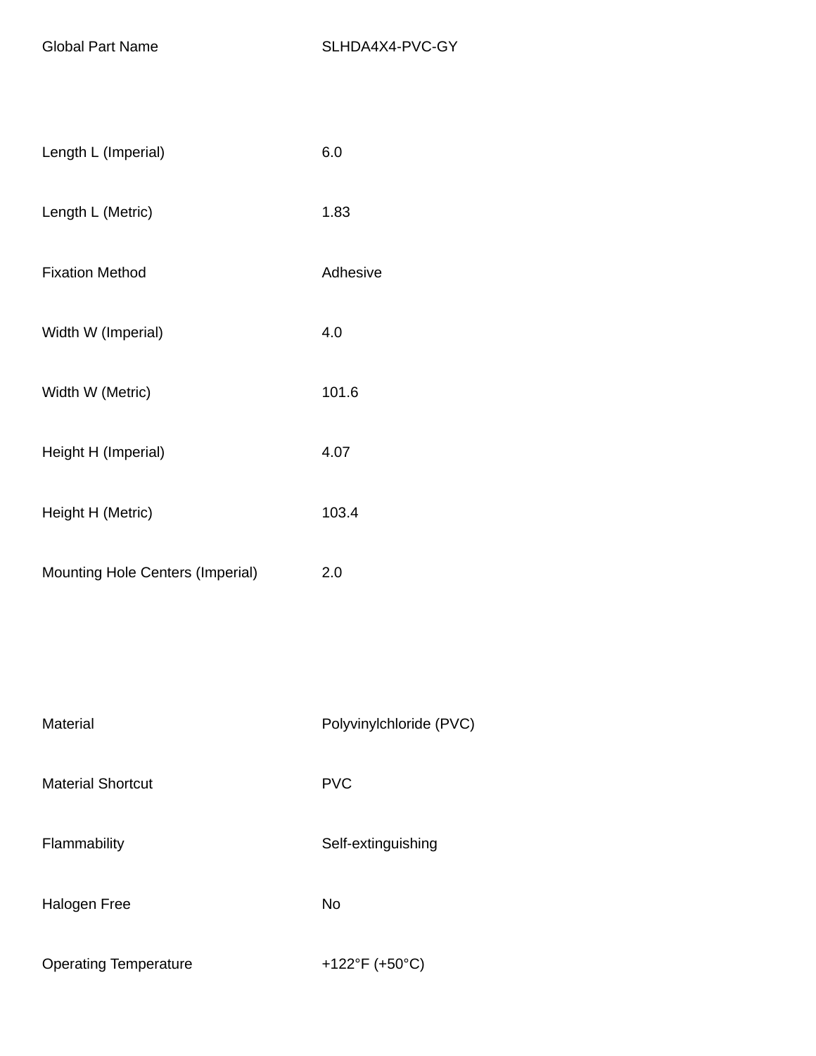| | |
|---|---|
| Global Part Name | SLHDA4X4-PVC-GY |
| | |
| Length L (Imperial) | 6.0 |
| Length L (Metric) | 1.83 |
| Fixation Method | Adhesive |
| Width W (Imperial) | 4.0 |
| Width W (Metric) | 101.6 |
| Height H (Imperial) | 4.07 |
| Height H (Metric) | 103.4 |
| Mounting Hole Centers (Imperial) | 2.0 |
| | |
| Material | Polyvinylchloride (PVC) |
| Material Shortcut | PVC |
| Flammability | Self-extinguishing |
| Halogen Free | No |
| Operating Temperature | +122°F (+50°C) |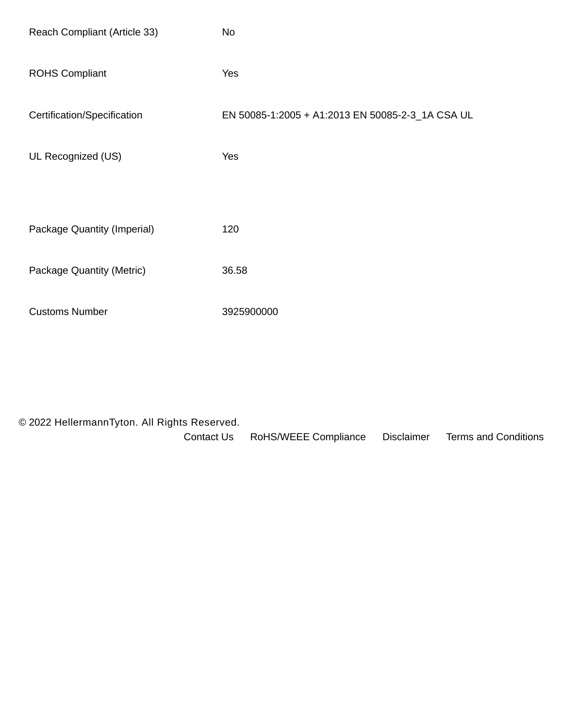| | |
|---|---|
| Reach Compliant (Article 33) | No |
| ROHS Compliant | Yes |
| Certification/Specification | EN 50085-1:2005 + A1:2013 EN 50085-2-3_1A CSA UL |
| UL Recognized (US) | Yes |
| Package Quantity (Imperial) | 120 |
| Package Quantity (Metric) | 36.58 |
| Customs Number | 3925900000 |

© 2022 HellermannTyton. All Rights Reserved.

Contact Us RoHS/WEEE Compliance Disclaimer Terms and Conditions